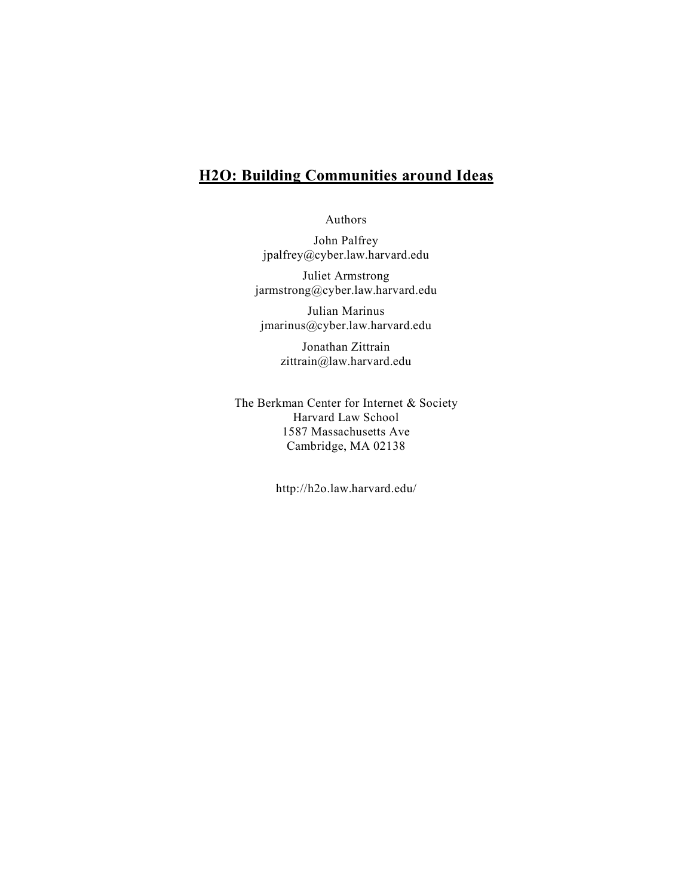# H2O: Building Communities around Ideas

Authors

John Palfrey
jpalfrey@cyber.law.harvard.edu

Juliet Armstrong
jarmstrong@cyber.law.harvard.edu

Julian Marinus
jmarinus@cyber.law.harvard.edu

Jonathan Zittrain
zittrain@law.harvard.edu

The Berkman Center for Internet & Society
Harvard Law School
1587 Massachusetts Ave
Cambridge, MA 02138

http://h2o.law.harvard.edu/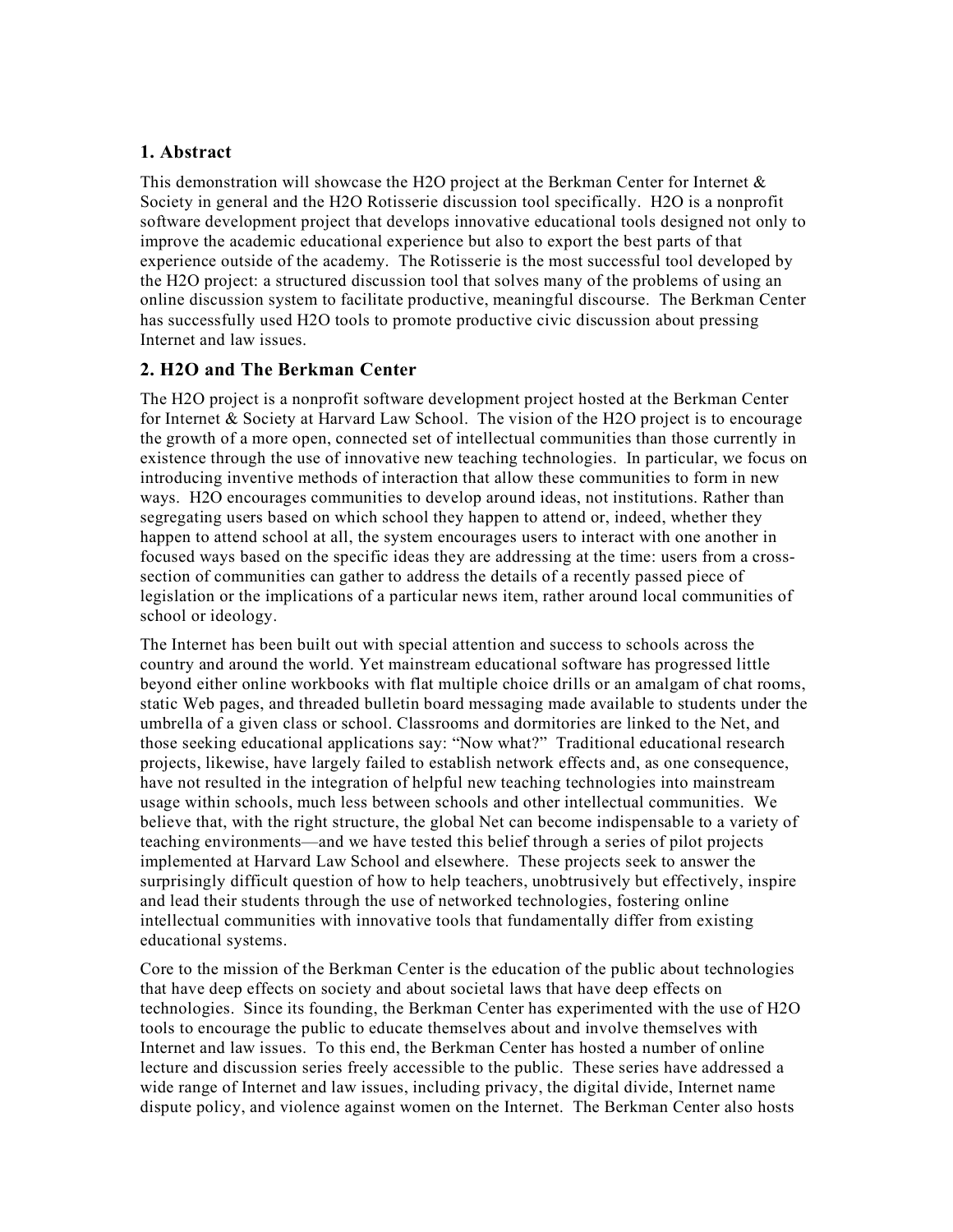## 1. Abstract

This demonstration will showcase the H2O project at the Berkman Center for Internet & Society in general and the H2O Rotisserie discussion tool specifically. H2O is a nonprofit software development project that develops innovative educational tools designed not only to improve the academic educational experience but also to export the best parts of that experience outside of the academy. The Rotisserie is the most successful tool developed by the H2O project: a structured discussion tool that solves many of the problems of using an online discussion system to facilitate productive, meaningful discourse. The Berkman Center has successfully used H2O tools to promote productive civic discussion about pressing Internet and law issues.

## 2. H2O and The Berkman Center

The H2O project is a nonprofit software development project hosted at the Berkman Center for Internet & Society at Harvard Law School. The vision of the H2O project is to encourage the growth of a more open, connected set of intellectual communities than those currently in existence through the use of innovative new teaching technologies. In particular, we focus on introducing inventive methods of interaction that allow these communities to form in new ways. H2O encourages communities to develop around ideas, not institutions. Rather than segregating users based on which school they happen to attend or, indeed, whether they happen to attend school at all, the system encourages users to interact with one another in focused ways based on the specific ideas they are addressing at the time: users from a cross-section of communities can gather to address the details of a recently passed piece of legislation or the implications of a particular news item, rather around local communities of school or ideology.

The Internet has been built out with special attention and success to schools across the country and around the world. Yet mainstream educational software has progressed little beyond either online workbooks with flat multiple choice drills or an amalgam of chat rooms, static Web pages, and threaded bulletin board messaging made available to students under the umbrella of a given class or school. Classrooms and dormitories are linked to the Net, and those seeking educational applications say: "Now what?" Traditional educational research projects, likewise, have largely failed to establish network effects and, as one consequence, have not resulted in the integration of helpful new teaching technologies into mainstream usage within schools, much less between schools and other intellectual communities. We believe that, with the right structure, the global Net can become indispensable to a variety of teaching environments—and we have tested this belief through a series of pilot projects implemented at Harvard Law School and elsewhere. These projects seek to answer the surprisingly difficult question of how to help teachers, unobtrusively but effectively, inspire and lead their students through the use of networked technologies, fostering online intellectual communities with innovative tools that fundamentally differ from existing educational systems.

Core to the mission of the Berkman Center is the education of the public about technologies that have deep effects on society and about societal laws that have deep effects on technologies. Since its founding, the Berkman Center has experimented with the use of H2O tools to encourage the public to educate themselves about and involve themselves with Internet and law issues. To this end, the Berkman Center has hosted a number of online lecture and discussion series freely accessible to the public. These series have addressed a wide range of Internet and law issues, including privacy, the digital divide, Internet name dispute policy, and violence against women on the Internet. The Berkman Center also hosts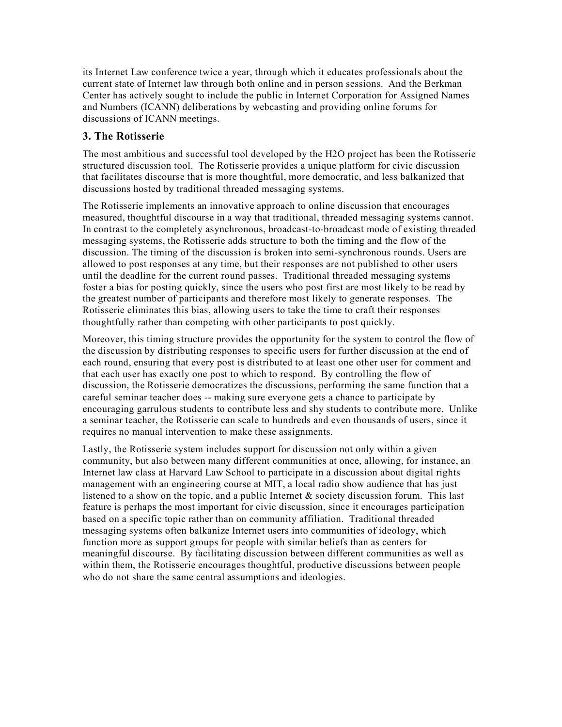its Internet Law conference twice a year, through which it educates professionals about the current state of Internet law through both online and in person sessions. And the Berkman Center has actively sought to include the public in Internet Corporation for Assigned Names and Numbers (ICANN) deliberations by webcasting and providing online forums for discussions of ICANN meetings.

## 3. The Rotisserie

The most ambitious and successful tool developed by the H2O project has been the Rotisserie structured discussion tool. The Rotisserie provides a unique platform for civic discussion that facilitates discourse that is more thoughtful, more democratic, and less balkanized that discussions hosted by traditional threaded messaging systems.

The Rotisserie implements an innovative approach to online discussion that encourages measured, thoughtful discourse in a way that traditional, threaded messaging systems cannot. In contrast to the completely asynchronous, broadcast-to-broadcast mode of existing threaded messaging systems, the Rotisserie adds structure to both the timing and the flow of the discussion. The timing of the discussion is broken into semi-synchronous rounds. Users are allowed to post responses at any time, but their responses are not published to other users until the deadline for the current round passes. Traditional threaded messaging systems foster a bias for posting quickly, since the users who post first are most likely to be read by the greatest number of participants and therefore most likely to generate responses. The Rotisserie eliminates this bias, allowing users to take the time to craft their responses thoughtfully rather than competing with other participants to post quickly.

Moreover, this timing structure provides the opportunity for the system to control the flow of the discussion by distributing responses to specific users for further discussion at the end of each round, ensuring that every post is distributed to at least one other user for comment and that each user has exactly one post to which to respond. By controlling the flow of discussion, the Rotisserie democratizes the discussions, performing the same function that a careful seminar teacher does -- making sure everyone gets a chance to participate by encouraging garrulous students to contribute less and shy students to contribute more. Unlike a seminar teacher, the Rotisserie can scale to hundreds and even thousands of users, since it requires no manual intervention to make these assignments.

Lastly, the Rotisserie system includes support for discussion not only within a given community, but also between many different communities at once, allowing, for instance, an Internet law class at Harvard Law School to participate in a discussion about digital rights management with an engineering course at MIT, a local radio show audience that has just listened to a show on the topic, and a public Internet & society discussion forum. This last feature is perhaps the most important for civic discussion, since it encourages participation based on a specific topic rather than on community affiliation. Traditional threaded messaging systems often balkanize Internet users into communities of ideology, which function more as support groups for people with similar beliefs than as centers for meaningful discourse. By facilitating discussion between different communities as well as within them, the Rotisserie encourages thoughtful, productive discussions between people who do not share the same central assumptions and ideologies.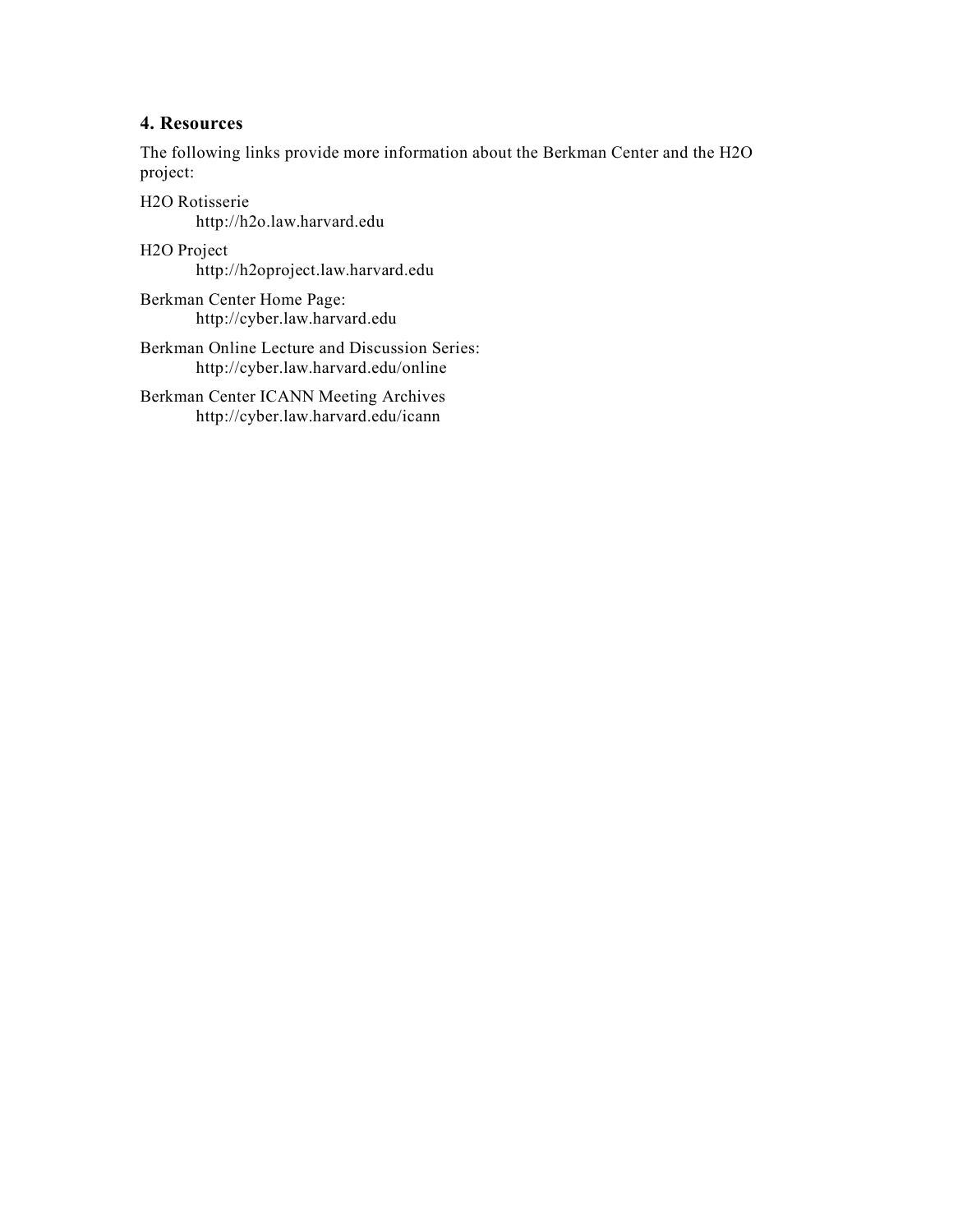## 4. Resources

The following links provide more information about the Berkman Center and the H2O project:

H2O Rotisserie
    http://h2o.law.harvard.edu

H2O Project
    http://h2oproject.law.harvard.edu

Berkman Center Home Page:
    http://cyber.law.harvard.edu

Berkman Online Lecture and Discussion Series:
    http://cyber.law.harvard.edu/online

Berkman Center ICANN Meeting Archives
    http://cyber.law.harvard.edu/icann